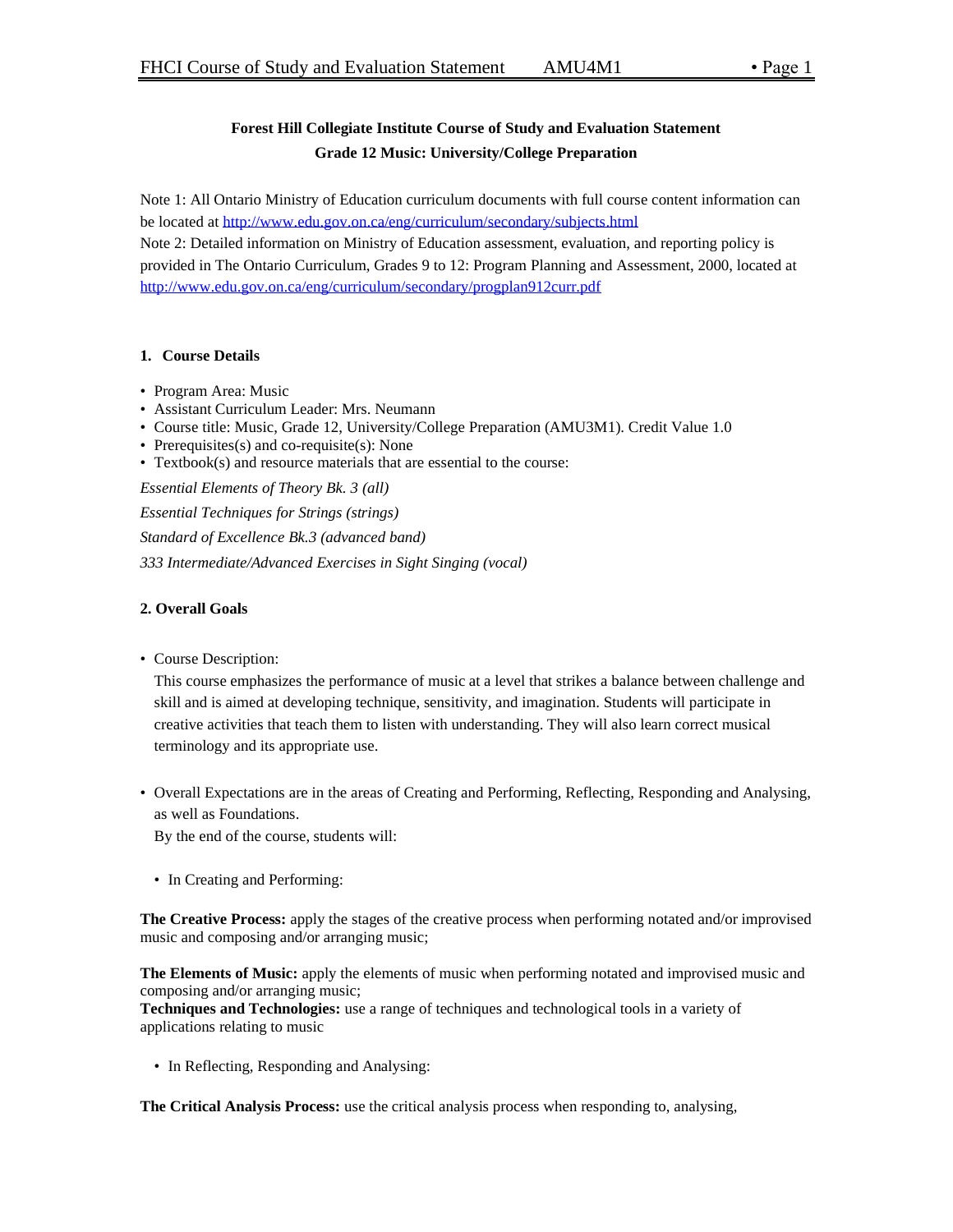**Forest Hill Collegiate Institute Course of Study and Evaluation Statement**
**Grade 12 Music: University/College Preparation**

Note 1: All Ontario Ministry of Education curriculum documents with full course content information can be located at http://www.edu.gov.on.ca/eng/curriculum/secondary/subjects.html
Note 2: Detailed information on Ministry of Education assessment, evaluation, and reporting policy is provided in The Ontario Curriculum, Grades 9 to 12: Program Planning and Assessment, 2000, located at http://www.edu.gov.on.ca/eng/curriculum/secondary/progplan912curr.pdf

## 1. Course Details

- Program Area: Music
- Assistant Curriculum Leader: Mrs. Neumann
- Course title: Music, Grade 12, University/College Preparation (AMU3M1). Credit Value 1.0
- Prerequisites(s) and co-requisite(s): None
- Textbook(s) and resource materials that are essential to the course:

*Essential Elements of Theory Bk. 3 (all)*

*Essential Techniques for Strings (strings)*

*Standard of Excellence Bk.3 (advanced band)*

*333 Intermediate/Advanced Exercises in Sight Singing (vocal)*

## 2. Overall Goals

- Course Description:

  This course emphasizes the performance of music at a level that strikes a balance between challenge and skill and is aimed at developing technique, sensitivity, and imagination. Students will participate in creative activities that teach them to listen with understanding. They will also learn correct musical terminology and its appropriate use.

- Overall Expectations are in the areas of Creating and Performing, Reflecting, Responding and Analysing, as well as Foundations.

  By the end of the course, students will:

  - In Creating and Performing:

**The Creative Process:** apply the stages of the creative process when performing notated and/or improvised music and composing and/or arranging music;

**The Elements of Music:** apply the elements of music when performing notated and improvised music and composing and/or arranging music;
**Techniques and Technologies:** use a range of techniques and technological tools in a variety of applications relating to music

  - In Reflecting, Responding and Analysing:

**The Critical Analysis Process:** use the critical analysis process when responding to, analysing,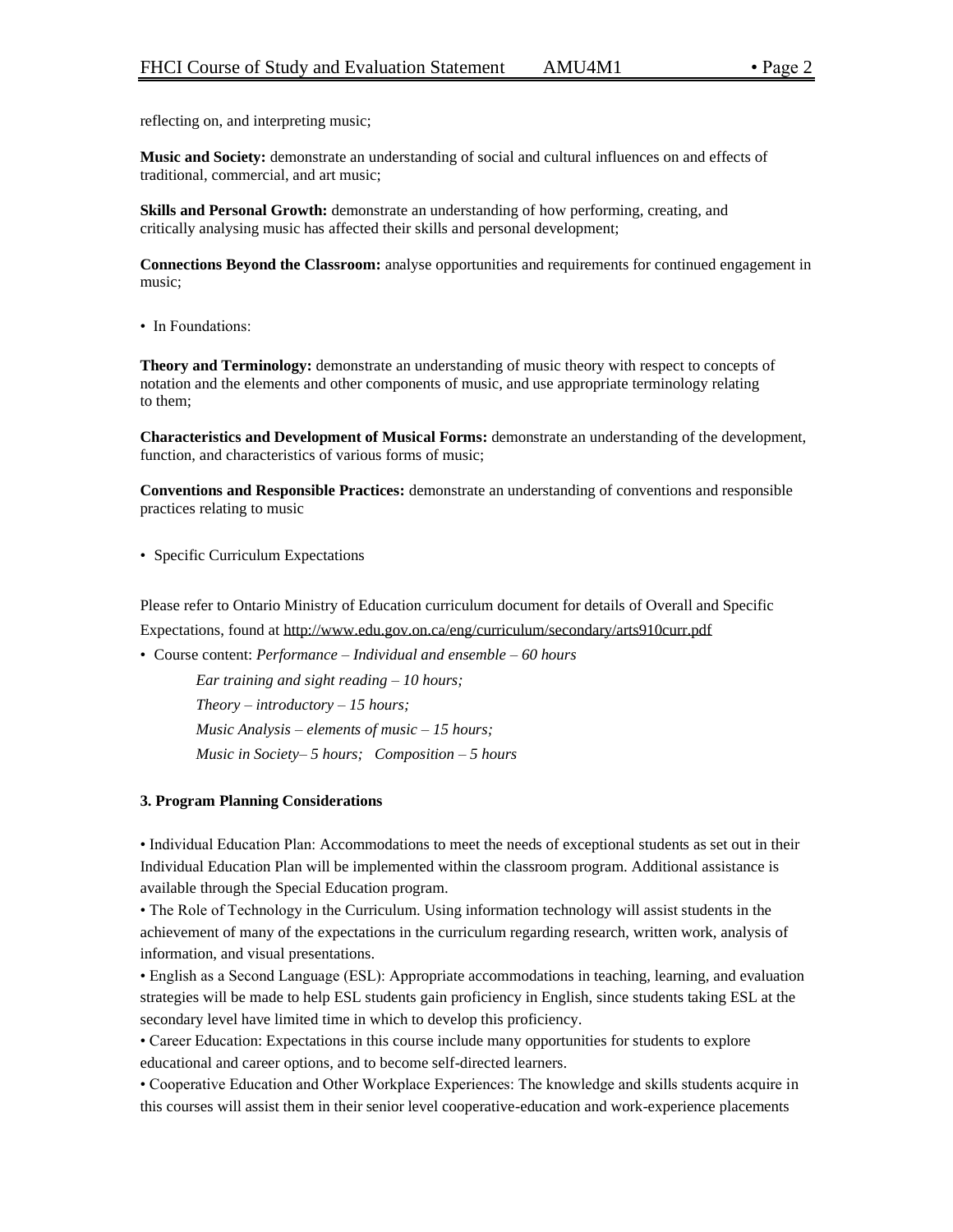reflecting on, and interpreting music;

**Music and Society:** demonstrate an understanding of social and cultural influences on and effects of traditional, commercial, and art music;

**Skills and Personal Growth:** demonstrate an understanding of how performing, creating, and critically analysing music has affected their skills and personal development;

**Connections Beyond the Classroom:** analyse opportunities and requirements for continued engagement in music;

- In Foundations:

**Theory and Terminology:** demonstrate an understanding of music theory with respect to concepts of notation and the elements and other components of music, and use appropriate terminology relating to them;

**Characteristics and Development of Musical Forms:** demonstrate an understanding of the development, function, and characteristics of various forms of music;

**Conventions and Responsible Practices:** demonstrate an understanding of conventions and responsible practices relating to music

- Specific Curriculum Expectations

Please refer to Ontario Ministry of Education curriculum document for details of Overall and Specific Expectations, found at http://www.edu.gov.on.ca/eng/curriculum/secondary/arts910curr.pdf

- Course content: *Performance – Individual and ensemble – 60 hours*

  *Ear training and sight reading – 10 hours;*

  *Theory – introductory – 15 hours;*

  *Music Analysis – elements of music – 15 hours;*

  *Music in Society– 5 hours;   Composition – 5 hours*

**3. Program Planning Considerations**

• Individual Education Plan: Accommodations to meet the needs of exceptional students as set out in their Individual Education Plan will be implemented within the classroom program. Additional assistance is available through the Special Education program.

• The Role of Technology in the Curriculum. Using information technology will assist students in the achievement of many of the expectations in the curriculum regarding research, written work, analysis of information, and visual presentations.

• English as a Second Language (ESL): Appropriate accommodations in teaching, learning, and evaluation strategies will be made to help ESL students gain proficiency in English, since students taking ESL at the secondary level have limited time in which to develop this proficiency.

• Career Education: Expectations in this course include many opportunities for students to explore educational and career options, and to become self-directed learners.

• Cooperative Education and Other Workplace Experiences: The knowledge and skills students acquire in this courses will assist them in their senior level cooperative-education and work-experience placements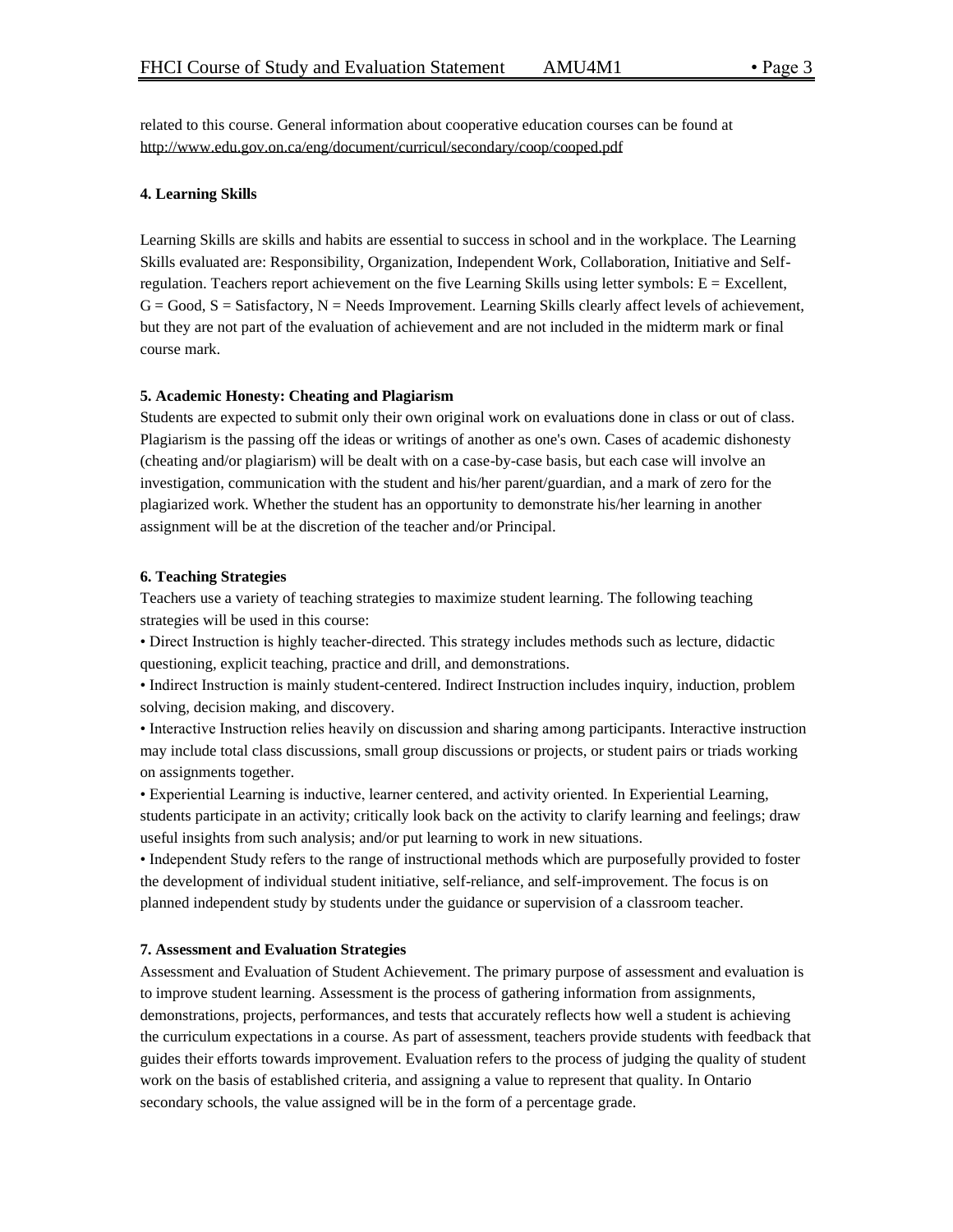related to this course. General information about cooperative education courses can be found at http://www.edu.gov.on.ca/eng/document/curricul/secondary/coop/cooped.pdf

**4. Learning Skills**

Learning Skills are skills and habits are essential to success in school and in the workplace. The Learning Skills evaluated are: Responsibility, Organization, Independent Work, Collaboration, Initiative and Self-regulation. Teachers report achievement on the five Learning Skills using letter symbols: E = Excellent, G = Good, S = Satisfactory, N = Needs Improvement. Learning Skills clearly affect levels of achievement, but they are not part of the evaluation of achievement and are not included in the midterm mark or final course mark.

**5. Academic Honesty: Cheating and Plagiarism**

Students are expected to submit only their own original work on evaluations done in class or out of class. Plagiarism is the passing off the ideas or writings of another as one's own. Cases of academic dishonesty (cheating and/or plagiarism) will be dealt with on a case-by-case basis, but each case will involve an investigation, communication with the student and his/her parent/guardian, and a mark of zero for the plagiarized work. Whether the student has an opportunity to demonstrate his/her learning in another assignment will be at the discretion of the teacher and/or Principal.

**6. Teaching Strategies**

Teachers use a variety of teaching strategies to maximize student learning. The following teaching strategies will be used in this course:

- Direct Instruction is highly teacher-directed. This strategy includes methods such as lecture, didactic questioning, explicit teaching, practice and drill, and demonstrations.
- Indirect Instruction is mainly student-centered. Indirect Instruction includes inquiry, induction, problem solving, decision making, and discovery.
- Interactive Instruction relies heavily on discussion and sharing among participants. Interactive instruction may include total class discussions, small group discussions or projects, or student pairs or triads working on assignments together.
- Experiential Learning is inductive, learner centered, and activity oriented. In Experiential Learning, students participate in an activity; critically look back on the activity to clarify learning and feelings; draw useful insights from such analysis; and/or put learning to work in new situations.
- Independent Study refers to the range of instructional methods which are purposefully provided to foster the development of individual student initiative, self-reliance, and self-improvement. The focus is on planned independent study by students under the guidance or supervision of a classroom teacher.

**7. Assessment and Evaluation Strategies**

Assessment and Evaluation of Student Achievement. The primary purpose of assessment and evaluation is to improve student learning. Assessment is the process of gathering information from assignments, demonstrations, projects, performances, and tests that accurately reflects how well a student is achieving the curriculum expectations in a course. As part of assessment, teachers provide students with feedback that guides their efforts towards improvement. Evaluation refers to the process of judging the quality of student work on the basis of established criteria, and assigning a value to represent that quality. In Ontario secondary schools, the value assigned will be in the form of a percentage grade.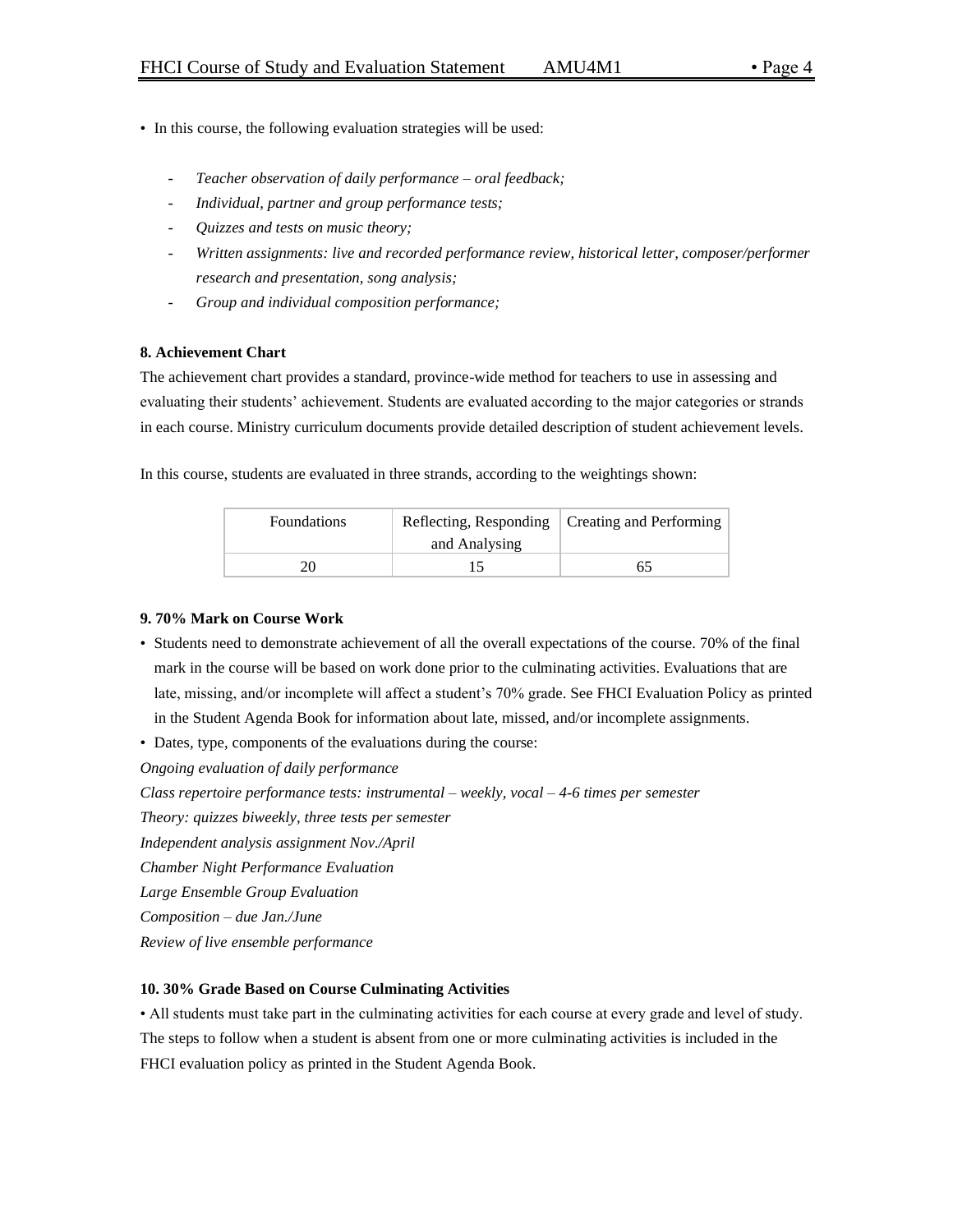- In this course, the following evaluation strategies will be used:

  - *Teacher observation of daily performance – oral feedback;*
  - *Individual, partner and group performance tests;*
  - *Quizzes and tests on music theory;*
  - *Written assignments: live and recorded performance review, historical letter, composer/performer research and presentation, song analysis;*
  - *Group and individual composition performance;*

**8. Achievement Chart**

The achievement chart provides a standard, province-wide method for teachers to use in assessing and evaluating their students' achievement. Students are evaluated according to the major categories or strands in each course. Ministry curriculum documents provide detailed description of student achievement levels.

In this course, students are evaluated in three strands, according to the weightings shown:

| Foundations | Reflecting, Responding and Analysing | Creating and Performing |
|---|---|---|
| 20 | 15 | 65 |

**9. 70% Mark on Course Work**

- Students need to demonstrate achievement of all the overall expectations of the course. 70% of the final mark in the course will be based on work done prior to the culminating activities. Evaluations that are late, missing, and/or incomplete will affect a student's 70% grade. See FHCI Evaluation Policy as printed in the Student Agenda Book for information about late, missed, and/or incomplete assignments.
- Dates, type, components of the evaluations during the course:

*Ongoing evaluation of daily performance*
*Class repertoire performance tests: instrumental – weekly, vocal – 4-6 times per semester*
*Theory: quizzes biweekly, three tests per semester*
*Independent analysis assignment Nov./April*
*Chamber Night Performance Evaluation*
*Large Ensemble Group Evaluation*
*Composition – due Jan./June*
*Review of live ensemble performance*

**10. 30% Grade Based on Course Culminating Activities**

- All students must take part in the culminating activities for each course at every grade and level of study. The steps to follow when a student is absent from one or more culminating activities is included in the FHCI evaluation policy as printed in the Student Agenda Book.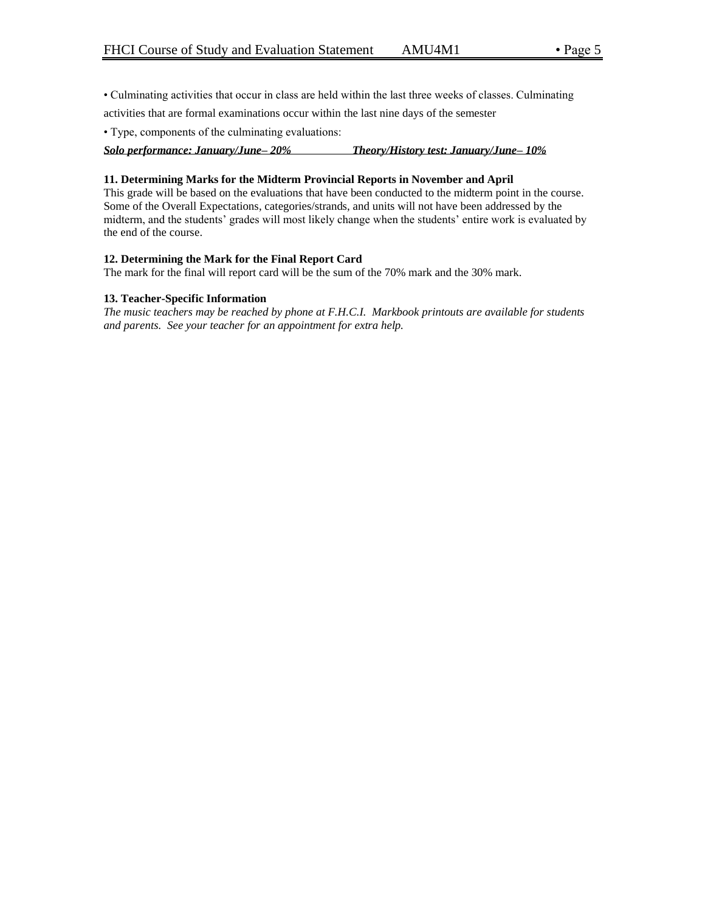• Culminating activities that occur in class are held within the last three weeks of classes. Culminating activities that are formal examinations occur within the last nine days of the semester

• Type, components of the culminating evaluations:

***Solo performance: January/June– 20%*** ***Theory/History test: January/June– 10%***

**11. Determining Marks for the Midterm Provincial Reports in November and April**

This grade will be based on the evaluations that have been conducted to the midterm point in the course. Some of the Overall Expectations, categories/strands, and units will not have been addressed by the midterm, and the students' grades will most likely change when the students' entire work is evaluated by the end of the course.

**12. Determining the Mark for the Final Report Card**

The mark for the final will report card will be the sum of the 70% mark and the 30% mark.

**13. Teacher-Specific Information**

*The music teachers may be reached by phone at F.H.C.I. Markbook printouts are available for students and parents. See your teacher for an appointment for extra help.*